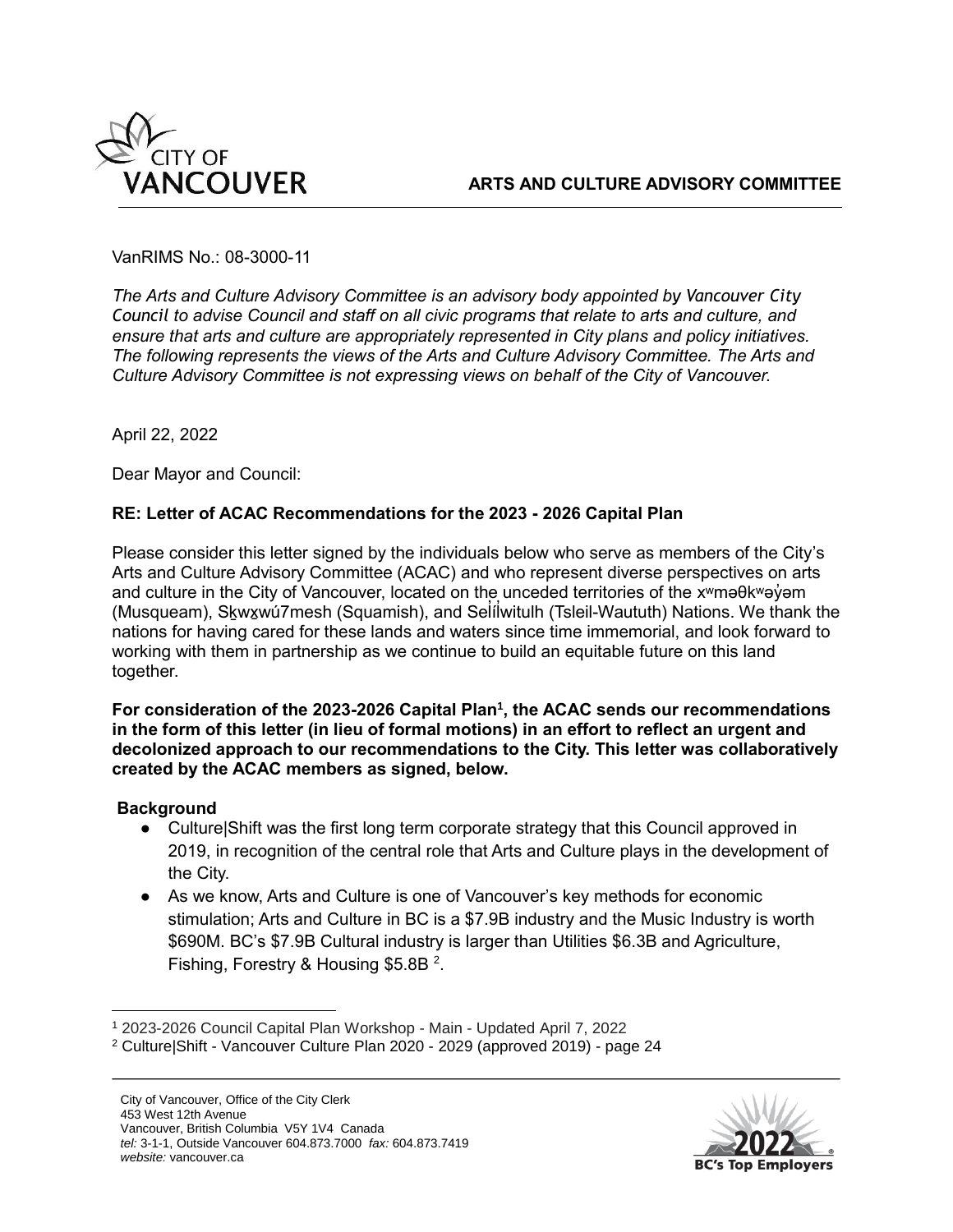# ARTS AND CULTURE ADVISORY COMMITTEE

VanRIMS No.: 08-3000-11

*The Arts and Culture Advisory Committee is an advisory body appointed by Vancouver City Council to advise Council and staff on all civic programs that relate to arts and culture, and ensure that arts and culture are appropriately represented in City plans and policy initiatives. The following represents the views of the Arts and Culture Advisory Committee. The Arts and Culture Advisory Committee is not expressing views on behalf of the City of Vancouver.*

April 22, 2022

Dear Mayor and Council:

**RE: Letter of ACAC Recommendations for the 2023 - 2026 Capital Plan**

Please consider this letter signed by the individuals below who serve as members of the City's Arts and Culture Advisory Committee (ACAC) and who represent diverse perspectives on arts and culture in the City of Vancouver, located on the unceded territories of the xʷməθkʷəy̓əm (Musqueam), Sḵwx̱wú7mesh (Squamish), and Səl̓ílwitulh (Tsleil-Waututh) Nations. We thank the nations for having cared for these lands and waters since time immemorial, and look forward to working with them in partnership as we continue to build an equitable future on this land together.

**For consideration of the 2023-2026 Capital Plan[1], the ACAC sends our recommendations in the form of this letter (in lieu of formal motions) in an effort to reflect an urgent and decolonized approach to our recommendations to the City. This letter was collaboratively created by the ACAC members as signed, below.**

**Background**

- Culture|Shift was the first long term corporate strategy that this Council approved in 2019, in recognition of the central role that Arts and Culture plays in the development of the City.
- As we know, Arts and Culture is one of Vancouver's key methods for economic stimulation; Arts and Culture in BC is a $7.9B industry and the Music Industry is worth $690M. BC's $7.9B Cultural industry is larger than Utilities $6.3B and Agriculture, Fishing, Forestry & Housing $5.8B [2].

---

[1] 2023-2026 Council Capital Plan Workshop - Main - Updated April 7, 2022

[2] Culture|Shift - Vancouver Culture Plan 2020 - 2029 (approved 2019) - page 24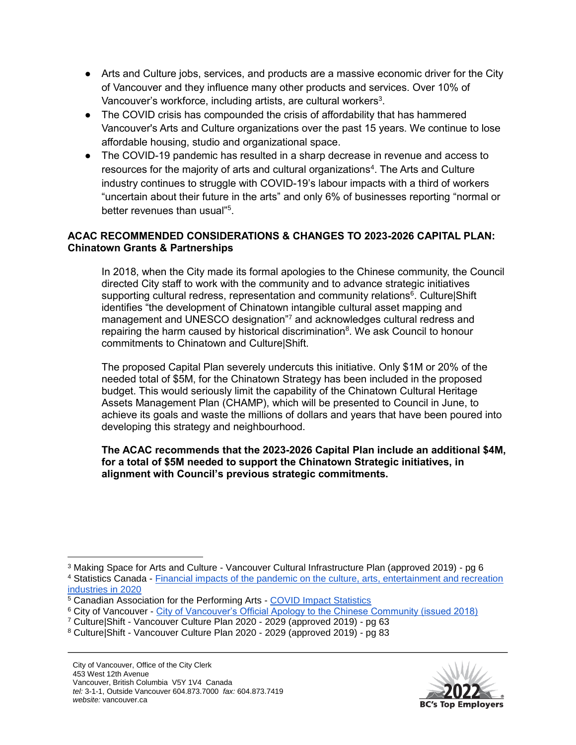- Arts and Culture jobs, services, and products are a massive economic driver for the City of Vancouver and they influence many other products and services. Over 10% of Vancouver's workforce, including artists, are cultural workers[3].
- The COVID crisis has compounded the crisis of affordability that has hammered Vancouver's Arts and Culture organizations over the past 15 years. We continue to lose affordable housing, studio and organizational space.
- The COVID-19 pandemic has resulted in a sharp decrease in revenue and access to resources for the majority of arts and cultural organizations[4]. The Arts and Culture industry continues to struggle with COVID-19's labour impacts with a third of workers "uncertain about their future in the arts" and only 6% of businesses reporting "normal or better revenues than usual"[5].

**ACAC RECOMMENDED CONSIDERATIONS & CHANGES TO 2023-2026 CAPITAL PLAN: Chinatown Grants & Partnerships**

In 2018, when the City made its formal apologies to the Chinese community, the Council directed City staff to work with the community and to advance strategic initiatives supporting cultural redress, representation and community relations[6]. Culture|Shift identifies "the development of Chinatown intangible cultural asset mapping and management and UNESCO designation"[7] and acknowledges cultural redress and repairing the harm caused by historical discrimination[8]. We ask Council to honour commitments to Chinatown and Culture|Shift.

The proposed Capital Plan severely undercuts this initiative. Only $1M or 20% of the needed total of $5M, for the Chinatown Strategy has been included in the proposed budget. This would seriously limit the capability of the Chinatown Cultural Heritage Assets Management Plan (CHAMP), which will be presented to Council in June, to achieve its goals and waste the millions of dollars and years that have been poured into developing this strategy and neighbourhood.

**The ACAC recommends that the 2023-2026 Capital Plan include an additional $4M, for a total of $5M needed to support the Chinatown Strategic initiatives, in alignment with Council's previous strategic commitments.**

---

[3] Making Space for Arts and Culture - Vancouver Cultural Infrastructure Plan (approved 2019) - pg 6

[4] Statistics Canada - Financial impacts of the pandemic on the culture, arts, entertainment and recreation industries in 2020

[5] Canadian Association for the Performing Arts - COVID Impact Statistics

[6] City of Vancouver - City of Vancouver's Official Apology to the Chinese Community (issued 2018)

[7] Culture|Shift - Vancouver Culture Plan 2020 - 2029 (approved 2019) - pg 63

[8] Culture|Shift - Vancouver Culture Plan 2020 - 2029 (approved 2019) - pg 83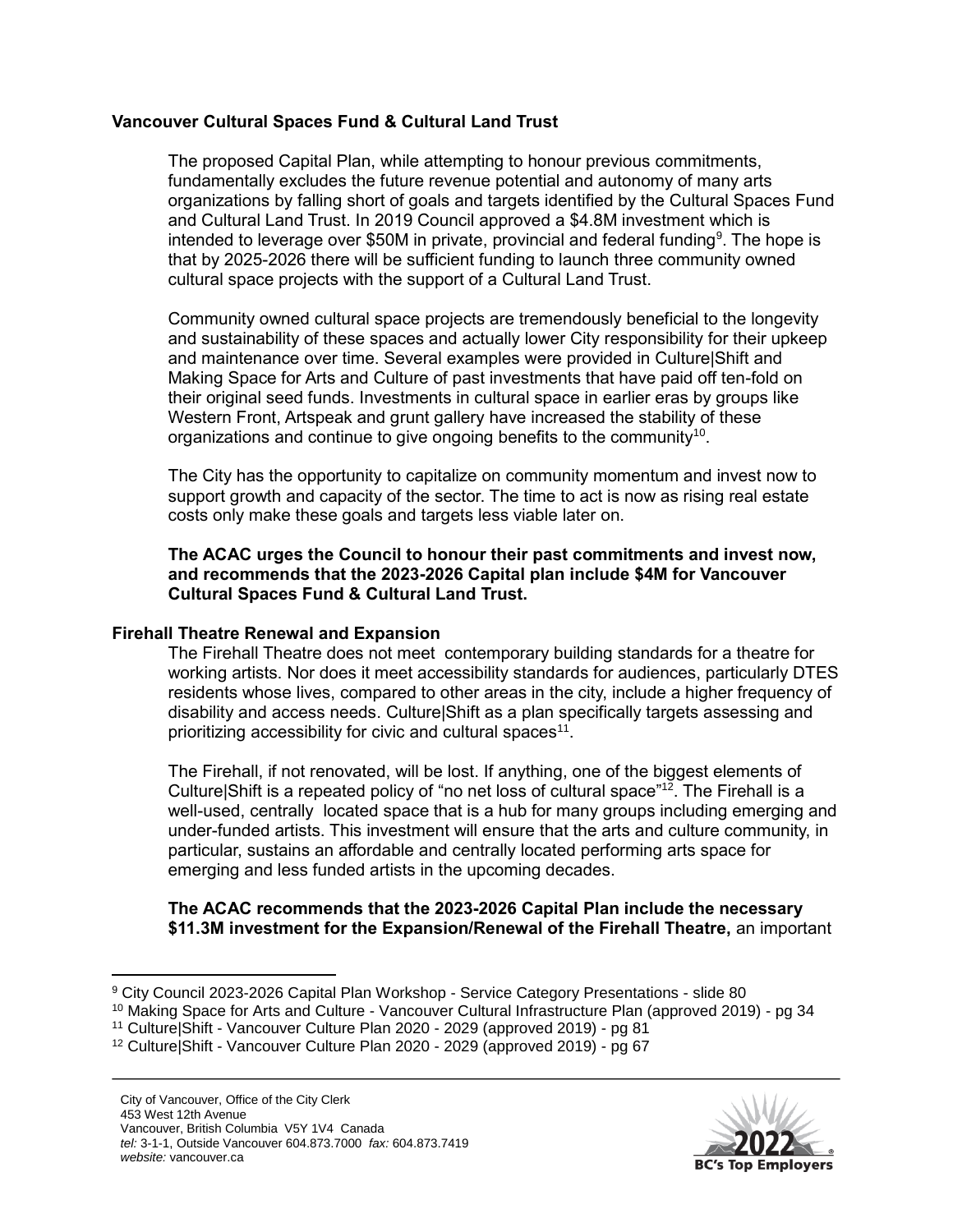**Vancouver Cultural Spaces Fund & Cultural Land Trust**

The proposed Capital Plan, while attempting to honour previous commitments, fundamentally excludes the future revenue potential and autonomy of many arts organizations by falling short of goals and targets identified by the Cultural Spaces Fund and Cultural Land Trust. In 2019 Council approved a $4.8M investment which is intended to leverage over $50M in private, provincial and federal funding[9]. The hope is that by 2025-2026 there will be sufficient funding to launch three community owned cultural space projects with the support of a Cultural Land Trust.

Community owned cultural space projects are tremendously beneficial to the longevity and sustainability of these spaces and actually lower City responsibility for their upkeep and maintenance over time. Several examples were provided in Culture|Shift and Making Space for Arts and Culture of past investments that have paid off ten-fold on their original seed funds. Investments in cultural space in earlier eras by groups like Western Front, Artspeak and grunt gallery have increased the stability of these organizations and continue to give ongoing benefits to the community[10].

The City has the opportunity to capitalize on community momentum and invest now to support growth and capacity of the sector. The time to act is now as rising real estate costs only make these goals and targets less viable later on.

**The ACAC urges the Council to honour their past commitments and invest now, and recommends that the 2023-2026 Capital plan include $4M for Vancouver Cultural Spaces Fund & Cultural Land Trust.**

**Firehall Theatre Renewal and Expansion**

The Firehall Theatre does not meet contemporary building standards for a theatre for working artists. Nor does it meet accessibility standards for audiences, particularly DTES residents whose lives, compared to other areas in the city, include a higher frequency of disability and access needs. Culture|Shift as a plan specifically targets assessing and prioritizing accessibility for civic and cultural spaces[11].

The Firehall, if not renovated, will be lost. If anything, one of the biggest elements of Culture|Shift is a repeated policy of "no net loss of cultural space"[12]. The Firehall is a well-used, centrally located space that is a hub for many groups including emerging and under-funded artists. This investment will ensure that the arts and culture community, in particular, sustains an affordable and centrally located performing arts space for emerging and less funded artists in the upcoming decades.

**The ACAC recommends that the 2023-2026 Capital Plan include the necessary $11.3M investment for the Expansion/Renewal of the Firehall Theatre,** an important

---

[9] City Council 2023-2026 Capital Plan Workshop - Service Category Presentations - slide 80

[10] Making Space for Arts and Culture - Vancouver Cultural Infrastructure Plan (approved 2019) - pg 34

[11] Culture|Shift - Vancouver Culture Plan 2020 - 2029 (approved 2019) - pg 81

[12] Culture|Shift - Vancouver Culture Plan 2020 - 2029 (approved 2019) - pg 67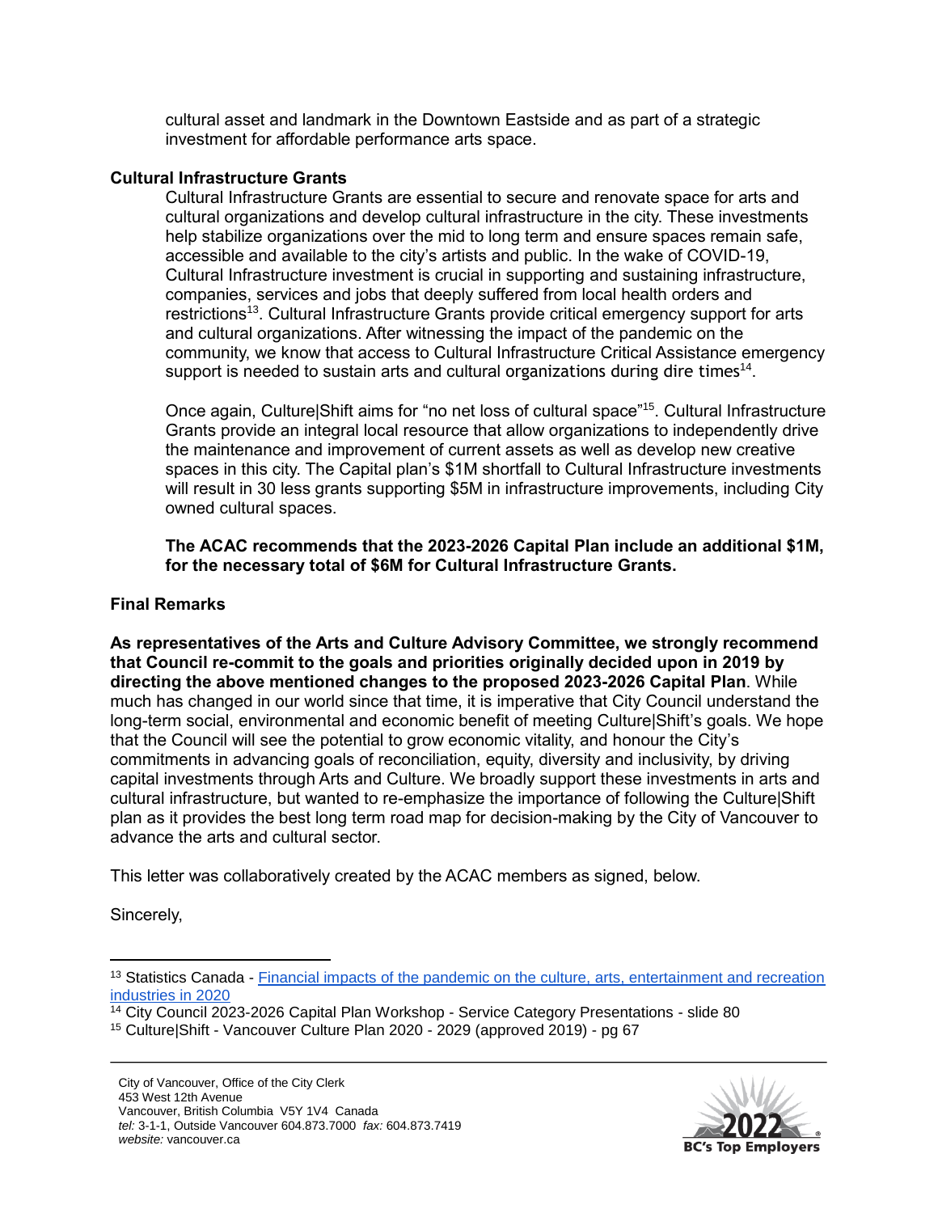cultural asset and landmark in the Downtown Eastside and as part of a strategic investment for affordable performance arts space.

**Cultural Infrastructure Grants**

Cultural Infrastructure Grants are essential to secure and renovate space for arts and cultural organizations and develop cultural infrastructure in the city. These investments help stabilize organizations over the mid to long term and ensure spaces remain safe, accessible and available to the city's artists and public. In the wake of COVID-19, Cultural Infrastructure investment is crucial in supporting and sustaining infrastructure, companies, services and jobs that deeply suffered from local health orders and restrictions[13]. Cultural Infrastructure Grants provide critical emergency support for arts and cultural organizations. After witnessing the impact of the pandemic on the community, we know that access to Cultural Infrastructure Critical Assistance emergency support is needed to sustain arts and cultural organizations during dire times[14].

Once again, Culture|Shift aims for "no net loss of cultural space"[15]. Cultural Infrastructure Grants provide an integral local resource that allow organizations to independently drive the maintenance and improvement of current assets as well as develop new creative spaces in this city. The Capital plan's $1M shortfall to Cultural Infrastructure investments will result in 30 less grants supporting $5M in infrastructure improvements, including City owned cultural spaces.

**The ACAC recommends that the 2023-2026 Capital Plan include an additional $1M, for the necessary total of $6M for Cultural Infrastructure Grants.**

**Final Remarks**

**As representatives of the Arts and Culture Advisory Committee, we strongly recommend that Council re-commit to the goals and priorities originally decided upon in 2019 by directing the above mentioned changes to the proposed 2023-2026 Capital Plan**. While much has changed in our world since that time, it is imperative that City Council understand the long-term social, environmental and economic benefit of meeting Culture|Shift's goals. We hope that the Council will see the potential to grow economic vitality, and honour the City's commitments in advancing goals of reconciliation, equity, diversity and inclusivity, by driving capital investments through Arts and Culture. We broadly support these investments in arts and cultural infrastructure, but wanted to re-emphasize the importance of following the Culture|Shift plan as it provides the best long term road map for decision-making by the City of Vancouver to advance the arts and cultural sector.

This letter was collaboratively created by the ACAC members as signed, below.

Sincerely,

---

[13] Statistics Canada - Financial impacts of the pandemic on the culture, arts, entertainment and recreation industries in 2020

[14] City Council 2023-2026 Capital Plan Workshop - Service Category Presentations - slide 80

[15] Culture|Shift - Vancouver Culture Plan 2020 - 2029 (approved 2019) - pg 67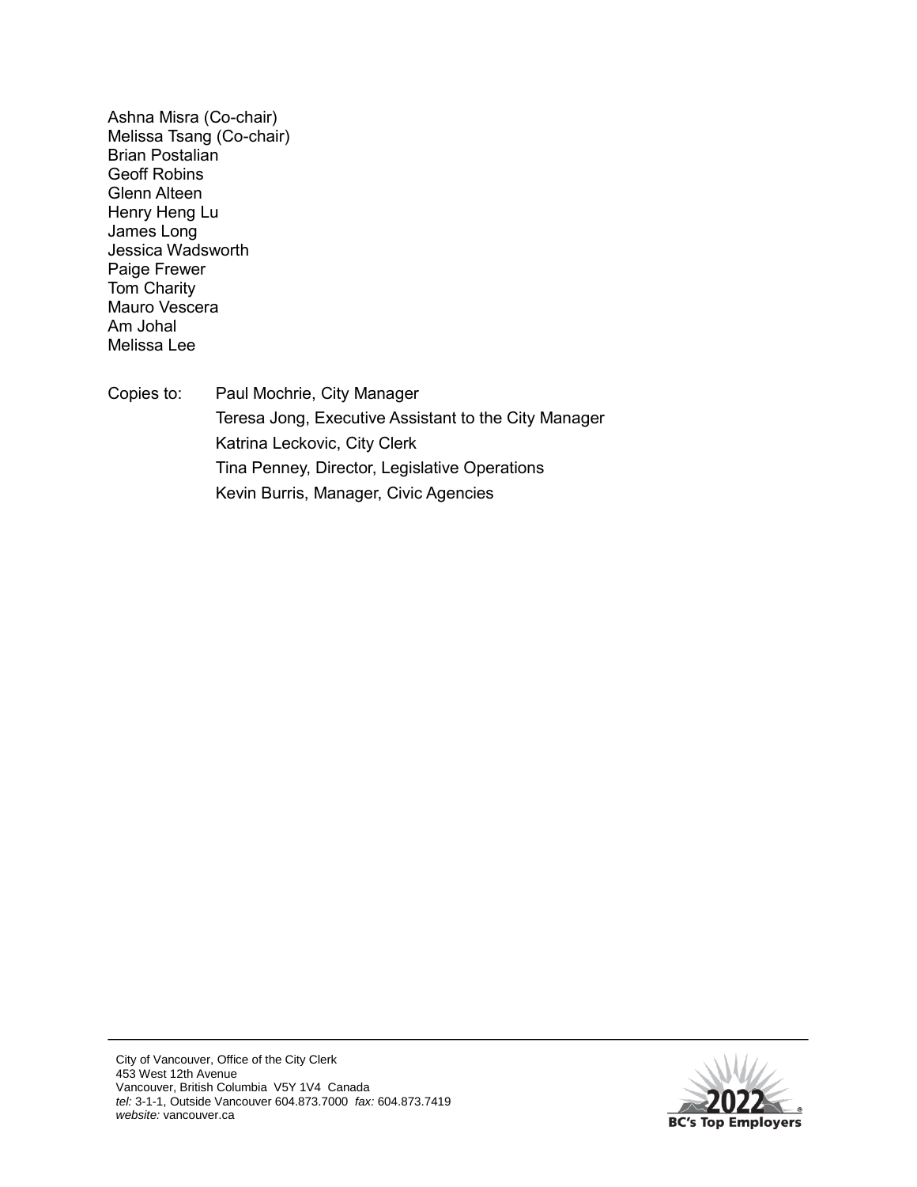Ashna Misra (Co-chair)
Melissa Tsang (Co-chair)
Brian Postalian
Geoff Robins
Glenn Alteen
Henry Heng Lu
James Long
Jessica Wadsworth
Paige Frewer
Tom Charity
Mauro Vescera
Am Johal
Melissa Lee

Copies to: Paul Mochrie, City Manager
Teresa Jong, Executive Assistant to the City Manager
Katrina Leckovic, City Clerk
Tina Penney, Director, Legislative Operations
Kevin Burris, Manager, Civic Agencies

City of Vancouver, Office of the City Clerk
453 West 12th Avenue
Vancouver, British Columbia V5Y 1V4 Canada
*tel:* 3-1-1, Outside Vancouver 604.873.7000 *fax:* 604.873.7419
*website:* vancouver.ca

2022 BC's Top Employers